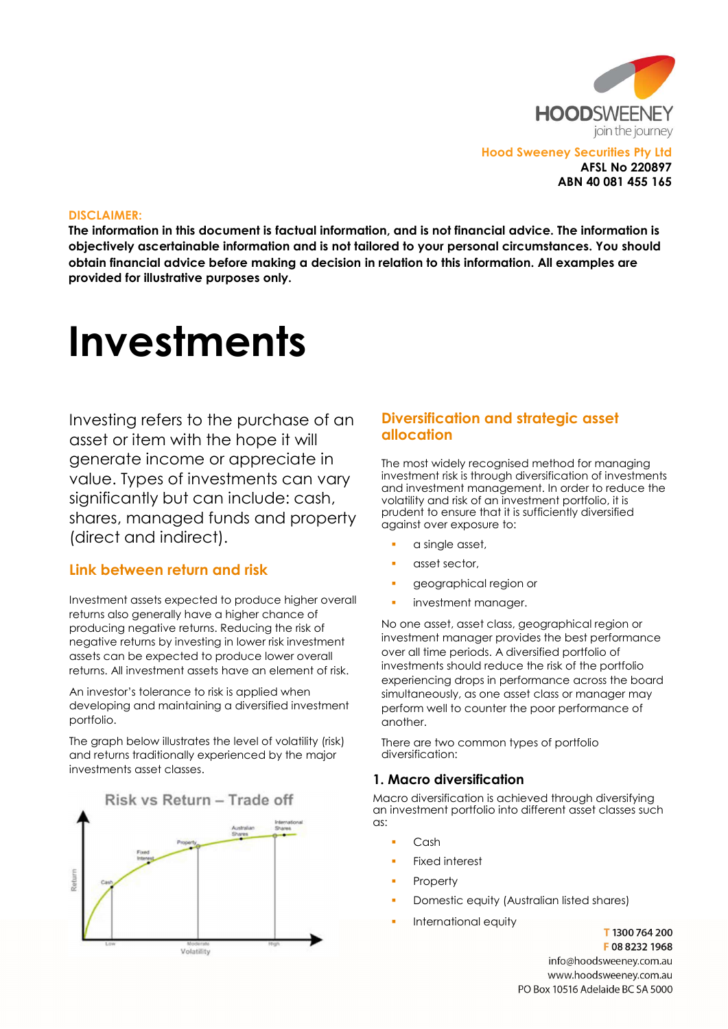Hood Sweeney Securities Pty Ltd
**AFSL No 220897**
**ABN 40 081 455 165**

**DISCLAIMER:**
**The information in this document is factual information, and is not financial advice. The information is objectively ascertainable information and is not tailored to your personal circumstances. You should obtain financial advice before making a decision in relation to this information. All examples are provided for illustrative purposes only.**

# Investments

Investing refers to the purchase of an asset or item with the hope it will generate income or appreciate in value. Types of investments can vary significantly but can include: cash, shares, managed funds and property (direct and indirect).

## Link between return and risk

Investment assets expected to produce higher overall returns also generally have a higher chance of producing negative returns. Reducing the risk of negative returns by investing in lower risk investment assets can be expected to produce lower overall returns. All investment assets have an element of risk.

An investor's tolerance to risk is applied when developing and maintaining a diversified investment portfolio.

The graph below illustrates the level of volatility (risk) and returns traditionally experienced by the major investments asset classes.

Risk vs Return – Trade off

## Diversification and strategic asset allocation

The most widely recognised method for managing investment risk is through diversification of investments and investment management. In order to reduce the volatility and risk of an investment portfolio, it is prudent to ensure that it is sufficiently diversified against over exposure to:

- a single asset,
- asset sector,
- geographical region or
- investment manager.

No one asset, asset class, geographical region or investment manager provides the best performance over all time periods. A diversified portfolio of investments should reduce the risk of the portfolio experiencing drops in performance across the board simultaneously, as one asset class or manager may perform well to counter the poor performance of another.

There are two common types of portfolio diversification:

### 1. Macro diversification

Macro diversification is achieved through diversifying an investment portfolio into different asset classes such as:

- Cash
- Fixed interest
- Property
- Domestic equity (Australian listed shares)
- International equity

T 1300 764 200
F 08 8232 1968
info@hoodsweeney.com.au
www.hoodsweeney.com.au
PO Box 10516 Adelaide BC SA 5000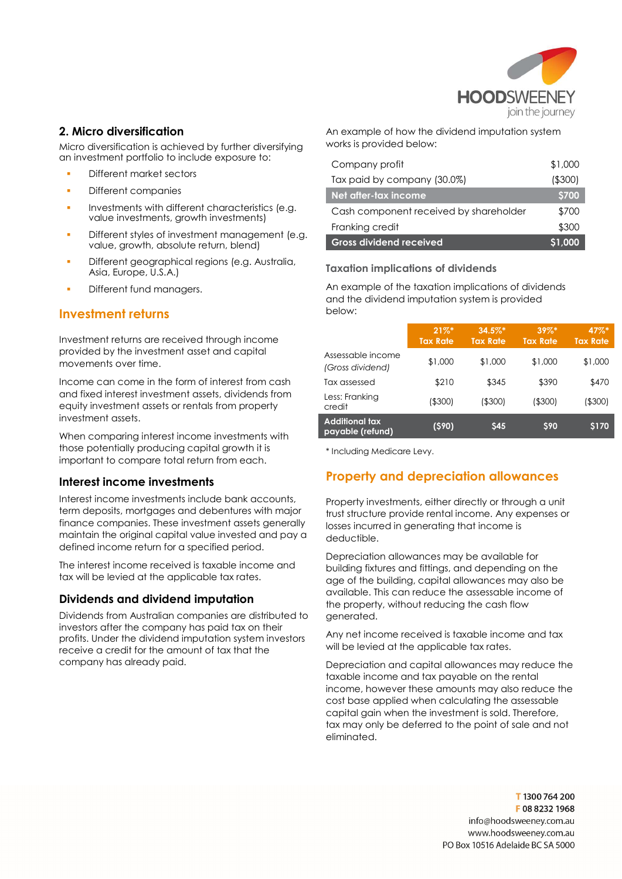## 2. Micro diversification

Micro diversification is achieved by further diversifying an investment portfolio to include exposure to:

- Different market sectors
- Different companies
- Investments with different characteristics (e.g. value investments, growth investments)
- Different styles of investment management (e.g. value, growth, absolute return, blend)
- Different geographical regions (e.g. Australia, Asia, Europe, U.S.A.)
- Different fund managers.

# Investment returns

Investment returns are received through income provided by the investment asset and capital movements over time.

Income can come in the form of interest from cash and fixed interest investment assets, dividends from equity investment assets or rentals from property investment assets.

When comparing interest income investments with those potentially producing capital growth it is important to compare total return from each.

## Interest income investments

Interest income investments include bank accounts, term deposits, mortgages and debentures with major finance companies. These investment assets generally maintain the original capital value invested and pay a defined income return for a specified period.

The interest income received is taxable income and tax will be levied at the applicable tax rates.

## Dividends and dividend imputation

Dividends from Australian companies are distributed to investors after the company has paid tax on their profits. Under the dividend imputation system investors receive a credit for the amount of tax that the company has already paid.

An example of how the dividend imputation system works is provided below:

| | |
|---|---|
| Company profit | $1,000 |
| Tax paid by company (30.0%) | ($300) |
| **Net after-tax income** | **$700** |
| Cash component received by shareholder | $700 |
| Franking credit | $300 |
| **Gross dividend received** | **$1,000** |

### Taxation implications of dividends

An example of the taxation implications of dividends and the dividend imputation system is provided below:

| | 21%* Tax Rate | 34.5%* Tax Rate | 39%* Tax Rate | 47%* Tax Rate |
|---|---|---|---|---|
| Assessable income *(Gross dividend)* | $1,000 | $1,000 | $1,000 | $1,000 |
| Tax assessed | $210 | $345 | $390 | $470 |
| Less: Franking credit | ($300) | ($300) | ($300) | ($300) |
| **Additional tax payable (refund)** | **($90)** | **$45** | **$90** | **$170** |

\* Including Medicare Levy.

# Property and depreciation allowances

Property investments, either directly or through a unit trust structure provide rental income. Any expenses or losses incurred in generating that income is deductible.

Depreciation allowances may be available for building fixtures and fittings, and depending on the age of the building, capital allowances may also be available. This can reduce the assessable income of the property, without reducing the cash flow generated.

Any net income received is taxable income and tax will be levied at the applicable tax rates.

Depreciation and capital allowances may reduce the taxable income and tax payable on the rental income, however these amounts may also reduce the cost base applied when calculating the assessable capital gain when the investment is sold. Therefore, tax may only be deferred to the point of sale and not eliminated.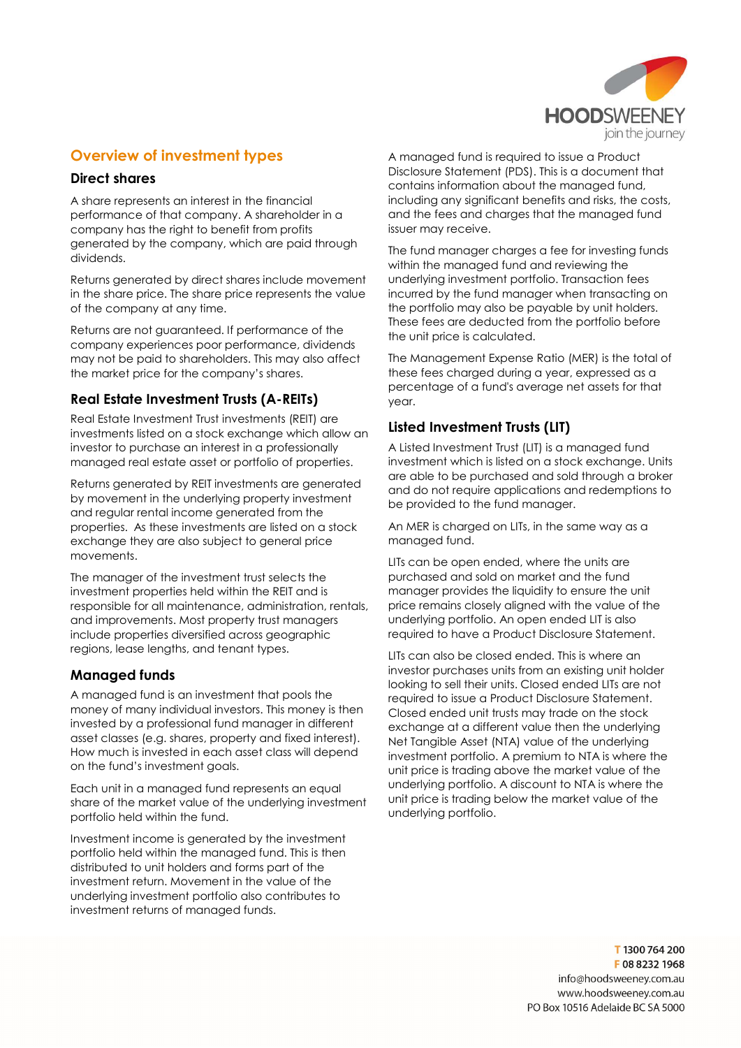## Overview of investment types

### Direct shares

A share represents an interest in the financial performance of that company. A shareholder in a company has the right to benefit from profits generated by the company, which are paid through dividends.

Returns generated by direct shares include movement in the share price. The share price represents the value of the company at any time.

Returns are not guaranteed. If performance of the company experiences poor performance, dividends may not be paid to shareholders. This may also affect the market price for the company's shares.

### Real Estate Investment Trusts (A-REITs)

Real Estate Investment Trust investments (REIT) are investments listed on a stock exchange which allow an investor to purchase an interest in a professionally managed real estate asset or portfolio of properties.

Returns generated by REIT investments are generated by movement in the underlying property investment and regular rental income generated from the properties. As these investments are listed on a stock exchange they are also subject to general price movements.

The manager of the investment trust selects the investment properties held within the REIT and is responsible for all maintenance, administration, rentals, and improvements. Most property trust managers include properties diversified across geographic regions, lease lengths, and tenant types.

### Managed funds

A managed fund is an investment that pools the money of many individual investors. This money is then invested by a professional fund manager in different asset classes (e.g. shares, property and fixed interest). How much is invested in each asset class will depend on the fund's investment goals.

Each unit in a managed fund represents an equal share of the market value of the underlying investment portfolio held within the fund.

Investment income is generated by the investment portfolio held within the managed fund. This is then distributed to unit holders and forms part of the investment return. Movement in the value of the underlying investment portfolio also contributes to investment returns of managed funds.

A managed fund is required to issue a Product Disclosure Statement (PDS). This is a document that contains information about the managed fund, including any significant benefits and risks, the costs, and the fees and charges that the managed fund issuer may receive.

The fund manager charges a fee for investing funds within the managed fund and reviewing the underlying investment portfolio. Transaction fees incurred by the fund manager when transacting on the portfolio may also be payable by unit holders. These fees are deducted from the portfolio before the unit price is calculated.

The Management Expense Ratio (MER) is the total of these fees charged during a year, expressed as a percentage of a fund's average net assets for that year.

### Listed Investment Trusts (LIT)

A Listed Investment Trust (LIT) is a managed fund investment which is listed on a stock exchange. Units are able to be purchased and sold through a broker and do not require applications and redemptions to be provided to the fund manager.

An MER is charged on LITs, in the same way as a managed fund.

LITs can be open ended, where the units are purchased and sold on market and the fund manager provides the liquidity to ensure the unit price remains closely aligned with the value of the underlying portfolio. An open ended LIT is also required to have a Product Disclosure Statement.

LITs can also be closed ended. This is where an investor purchases units from an existing unit holder looking to sell their units. Closed ended LITs are not required to issue a Product Disclosure Statement. Closed ended unit trusts may trade on the stock exchange at a different value then the underlying Net Tangible Asset (NTA) value of the underlying investment portfolio. A premium to NTA is where the unit price is trading above the market value of the underlying portfolio. A discount to NTA is where the unit price is trading below the market value of the underlying portfolio.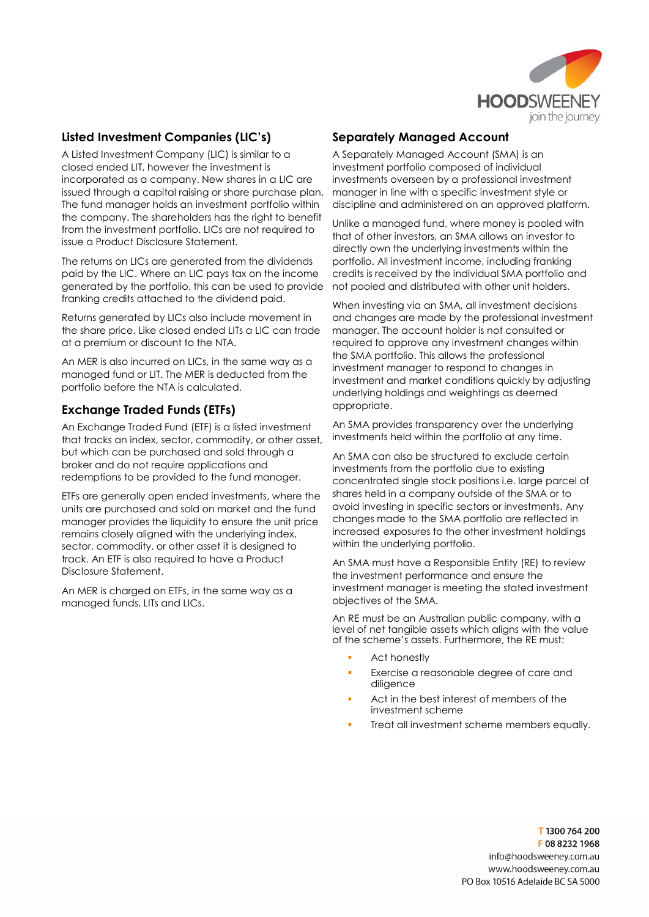## Listed Investment Companies (LIC's)

A Listed Investment Company (LIC) is similar to a closed ended LIT, however the investment is incorporated as a company. New shares in a LIC are issued through a capital raising or share purchase plan. The fund manager holds an investment portfolio within the company. The shareholders has the right to benefit from the investment portfolio. LICs are not required to issue a Product Disclosure Statement.

The returns on LICs are generated from the dividends paid by the LIC. Where an LIC pays tax on the income generated by the portfolio, this can be used to provide franking credits attached to the dividend paid.

Returns generated by LICs also include movement in the share price. Like closed ended LITs a LIC can trade at a premium or discount to the NTA.

An MER is also incurred on LICs, in the same way as a managed fund or LIT. The MER is deducted from the portfolio before the NTA is calculated.

## Exchange Traded Funds (ETFs)

An Exchange Traded Fund (ETF) is a listed investment that tracks an index, sector, commodity, or other asset, but which can be purchased and sold through a broker and do not require applications and redemptions to be provided to the fund manager.

ETFs are generally open ended investments, where the units are purchased and sold on market and the fund manager provides the liquidity to ensure the unit price remains closely aligned with the underlying index, sector, commodity, or other asset it is designed to track. An ETF is also required to have a Product Disclosure Statement.

An MER is charged on ETFs, in the same way as a managed funds, LITs and LICs.

## Separately Managed Account

A Separately Managed Account (SMA) is an investment portfolio composed of individual investments overseen by a professional investment manager in line with a specific investment style or discipline and administered on an approved platform.

Unlike a managed fund, where money is pooled with that of other investors, an SMA allows an investor to directly own the underlying investments within the portfolio. All investment income, including franking credits is received by the individual SMA portfolio and not pooled and distributed with other unit holders.

When investing via an SMA, all investment decisions and changes are made by the professional investment manager. The account holder is not consulted or required to approve any investment changes within the SMA portfolio. This allows the professional investment manager to respond to changes in investment and market conditions quickly by adjusting underlying holdings and weightings as deemed appropriate.

An SMA provides transparency over the underlying investments held within the portfolio at any time.

An SMA can also be structured to exclude certain investments from the portfolio due to existing concentrated single stock positions i.e. large parcel of shares held in a company outside of the SMA or to avoid investing in specific sectors or investments. Any changes made to the SMA portfolio are reflected in increased exposures to the other investment holdings within the underlying portfolio.

An SMA must have a Responsible Entity (RE) to review the investment performance and ensure the investment manager is meeting the stated investment objectives of the SMA.

An RE must be an Australian public company, with a level of net tangible assets which aligns with the value of the scheme's assets. Furthermore, the RE must:

- Act honestly
- Exercise a reasonable degree of care and diligence
- Act in the best interest of members of the investment scheme
- Treat all investment scheme members equally.